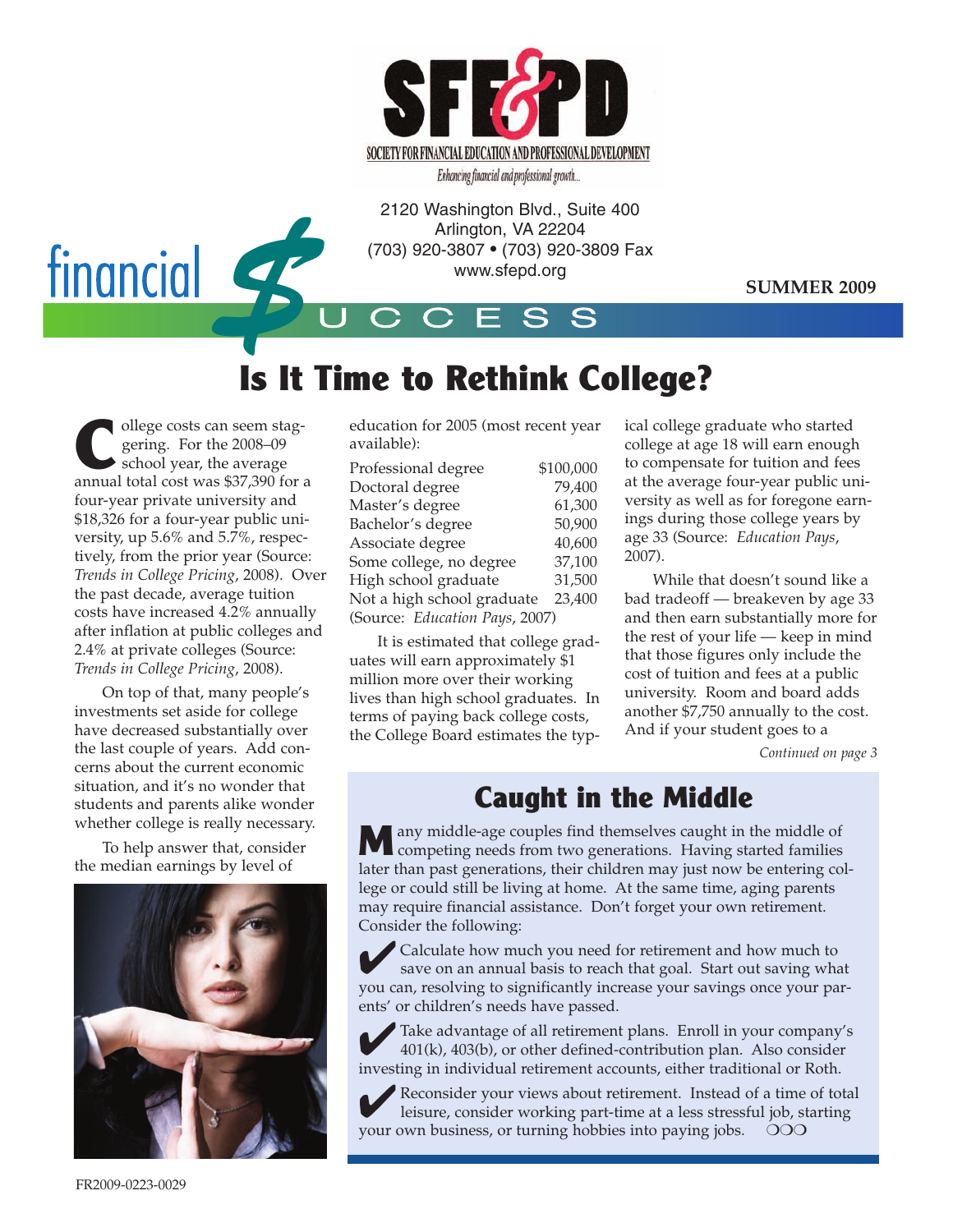SFE&PD

SOCIETY FOR FINANCIAL EDUCATION AND PROFESSIONAL DEVELOPMENT

*Enhancing financial and professional growth...*

2120 Washington Blvd., Suite 400
Arlington, VA 22204
(703) 920-3807 • (703) 920-3809 Fax
www.sfepd.org

financial $UCCESS

**SUMMER 2009**

# Is It Time to Rethink College?

College costs can seem staggering. For the 2008–09 school year, the average annual total cost was $37,390 for a four-year private university and $18,326 for a four-year public university, up 5.6% and 5.7%, respectively, from the prior year (Source: *Trends in College Pricing*, 2008). Over the past decade, average tuition costs have increased 4.2% annually after inflation at public colleges and 2.4% at private colleges (Source: *Trends in College Pricing*, 2008).

On top of that, many people's investments set aside for college have decreased substantially over the last couple of years. Add concerns about the current economic situation, and it's no wonder that students and parents alike wonder whether college is really necessary.

To help answer that, consider the median earnings by level of education for 2005 (most recent year available):

| | |
|---|---|
| Professional degree | $100,000 |
| Doctoral degree | 79,400 |
| Master's degree | 61,300 |
| Bachelor's degree | 50,900 |
| Associate degree | 40,600 |
| Some college, no degree | 37,100 |
| High school graduate | 31,500 |
| Not a high school graduate | 23,400 |

(Source: *Education Pays*, 2007)

It is estimated that college graduates will earn approximately $1 million more over their working lives than high school graduates. In terms of paying back college costs, the College Board estimates the typical college graduate who started college at age 18 will earn enough to compensate for tuition and fees at the average four-year public university as well as for foregone earnings during those college years by age 33 (Source: *Education Pays*, 2007).

While that doesn't sound like a bad tradeoff — breakeven by age 33 and then earn substantially more for the rest of your life — keep in mind that those figures only include the cost of tuition and fees at a public university. Room and board adds another $7,750 annually to the cost. And if your student goes to a

*Continued on page 3*

## Caught in the Middle

Many middle-age couples find themselves caught in the middle of competing needs from two generations. Having started families later than past generations, their children may just now be entering college or could still be living at home. At the same time, aging parents may require financial assistance. Don't forget your own retirement. Consider the following:

✔ Calculate how much you need for retirement and how much to save on an annual basis to reach that goal. Start out saving what you can, resolving to significantly increase your savings once your parents' or children's needs have passed.

✔ Take advantage of all retirement plans. Enroll in your company's 401(k), 403(b), or other defined-contribution plan. Also consider investing in individual retirement accounts, either traditional or Roth.

✔ Reconsider your views about retirement. Instead of a time of total leisure, consider working part-time at a less stressful job, starting your own business, or turning hobbies into paying jobs. ❍❍❍

FR2009-0223-0029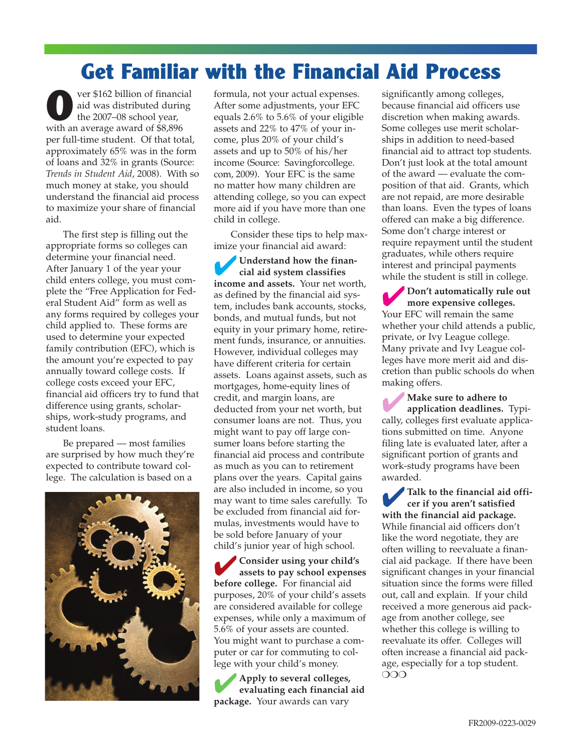# Get Familiar with the Financial Aid Process

Over $162 billion of financial aid was distributed during the 2007–08 school year, with an average award of $8,896 per full-time student. Of that total, approximately 65% was in the form of loans and 32% in grants (Source: *Trends in Student Aid*, 2008). With so much money at stake, you should understand the financial aid process to maximize your share of financial aid.

The first step is filling out the appropriate forms so colleges can determine your financial need. After January 1 of the year your child enters college, you must complete the "Free Application for Federal Student Aid" form as well as any forms required by colleges your child applied to. These forms are used to determine your expected family contribution (EFC), which is the amount you're expected to pay annually toward college costs. If college costs exceed your EFC, financial aid officers try to fund that difference using grants, scholarships, work-study programs, and student loans.

Be prepared — most families are surprised by how much they're expected to contribute toward college. The calculation is based on a formula, not your actual expenses. After some adjustments, your EFC equals 2.6% to 5.6% of your eligible assets and 22% to 47% of your income, plus 20% of your child's assets and up to 50% of his/her income (Source: Savingforcollege.com, 2009). Your EFC is the same no matter how many children are attending college, so you can expect more aid if you have more than one child in college.

Consider these tips to help maximize your financial aid award:

**Understand how the financial aid system classifies income and assets.** Your net worth, as defined by the financial aid system, includes bank accounts, stocks, bonds, and mutual funds, but not equity in your primary home, retirement funds, insurance, or annuities. However, individual colleges may have different criteria for certain assets. Loans against assets, such as mortgages, home-equity lines of credit, and margin loans, are deducted from your net worth, but consumer loans are not. Thus, you might want to pay off large consumer loans before starting the financial aid process and contribute as much as you can to retirement plans over the years. Capital gains are also included in income, so you may want to time sales carefully. To be excluded from financial aid formulas, investments would have to be sold before January of your child's junior year of high school.

**Consider using your child's assets to pay school expenses before college.** For financial aid purposes, 20% of your child's assets are considered available for college expenses, while only a maximum of 5.6% of your assets are counted. You might want to purchase a computer or car for commuting to college with your child's money.

**Apply to several colleges, evaluating each financial aid package.** Your awards can vary significantly among colleges, because financial aid officers use discretion when making awards. Some colleges use merit scholarships in addition to need-based financial aid to attract top students. Don't just look at the total amount of the award — evaluate the composition of that aid. Grants, which are not repaid, are more desirable than loans. Even the types of loans offered can make a big difference. Some don't charge interest or require repayment until the student graduates, while others require interest and principal payments while the student is still in college.

**Don't automatically rule out more expensive colleges.** Your EFC will remain the same whether your child attends a public, private, or Ivy League college. Many private and Ivy League colleges have more merit aid and discretion than public schools do when making offers.

**Make sure to adhere to application deadlines.** Typically, colleges first evaluate applications submitted on time. Anyone filing late is evaluated later, after a significant portion of grants and work-study programs have been awarded.

**Talk to the financial aid officer if you aren't satisfied with the financial aid package.** While financial aid officers don't like the word negotiate, they are often willing to reevaluate a financial aid package. If there have been significant changes in your financial situation since the forms were filled out, call and explain. If your child received a more generous aid package from another college, see whether this college is willing to reevaluate its offer. Colleges will often increase a financial aid package, especially for a top student. ○○○

FR2009-0223-0029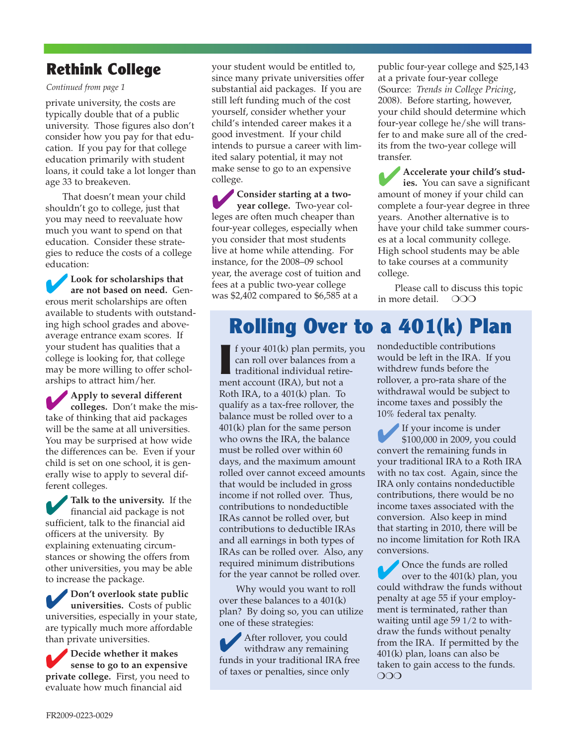## Rethink College

*Continued from page 1*

private university, the costs are typically double that of a public university. Those figures also don't consider how you pay for that education. If you pay for that college education primarily with student loans, it could take a lot longer than age 33 to breakeven.

That doesn't mean your child shouldn't go to college, just that you may need to reevaluate how much you want to spend on that education. Consider these strategies to reduce the costs of a college education:

- **Look for scholarships that are not based on need.** Generous merit scholarships are often available to students with outstanding high school grades and above-average entrance exam scores. If your student has qualities that a college is looking for, that college may be more willing to offer scholarships to attract him/her.

- **Apply to several different colleges.** Don't make the mistake of thinking that aid packages will be the same at all universities. You may be surprised at how wide the differences can be. Even if your child is set on one school, it is generally wise to apply to several different colleges.

- **Talk to the university.** If the financial aid package is not sufficient, talk to the financial aid officers at the university. By explaining extenuating circumstances or showing the offers from other universities, you may be able to increase the package.

- **Don't overlook state public universities.** Costs of public universities, especially in your state, are typically much more affordable than private universities.

- **Decide whether it makes sense to go to an expensive private college.** First, you need to evaluate how much financial aid your student would be entitled to, since many private universities offer substantial aid packages. If you are still left funding much of the cost yourself, consider whether your child's intended career makes it a good investment. If your child intends to pursue a career with limited salary potential, it may not make sense to go to an expensive college.

- **Consider starting at a two-year college.** Two-year colleges are often much cheaper than four-year colleges, especially when you consider that most students live at home while attending. For instance, for the 2008–09 school year, the average cost of tuition and fees at a public two-year college was $2,402 compared to $6,585 at a public four-year college and $25,143 at a private four-year college (Source: *Trends in College Pricing*, 2008). Before starting, however, your child should determine which four-year college he/she will transfer to and make sure all of the credits from the two-year college will transfer.

- **Accelerate your child's studies.** You can save a significant amount of money if your child can complete a four-year degree in three years. Another alternative is to have your child take summer courses at a local community college. High school students may be able to take courses at a community college.

Please call to discuss this topic in more detail. ❍❍❍

## Rolling Over to a 401(k) Plan

If your 401(k) plan permits, you can roll over balances from a traditional individual retirement account (IRA), but not a Roth IRA, to a 401(k) plan. To qualify as a tax-free rollover, the balance must be rolled over to a 401(k) plan for the same person who owns the IRA, the balance must be rolled over within 60 days, and the maximum amount rolled over cannot exceed amounts that would be included in gross income if not rolled over. Thus, contributions to nondeductible IRAs cannot be rolled over, but contributions to deductible IRAs and all earnings in both types of IRAs can be rolled over. Also, any required minimum distributions for the year cannot be rolled over.

Why would you want to roll over these balances to a 401(k) plan? By doing so, you can utilize one of these strategies:

- After rollover, you could withdraw any remaining funds in your traditional IRA free of taxes or penalties, since only nondeductible contributions would be left in the IRA. If you withdrew funds before the rollover, a pro-rata share of the withdrawal would be subject to income taxes and possibly the 10% federal tax penalty.

- If your income is under $100,000 in 2009, you could convert the remaining funds in your traditional IRA to a Roth IRA with no tax cost. Again, since the IRA only contains nondeductible contributions, there would be no income taxes associated with the conversion. Also keep in mind that starting in 2010, there will be no income limitation for Roth IRA conversions.

- Once the funds are rolled over to the 401(k) plan, you could withdraw the funds without penalty at age 55 if your employment is terminated, rather than waiting until age 59 1/2 to withdraw the funds without penalty from the IRA. If permitted by the 401(k) plan, loans can also be taken to gain access to the funds. ❍❍❍

FR2009-0223-0029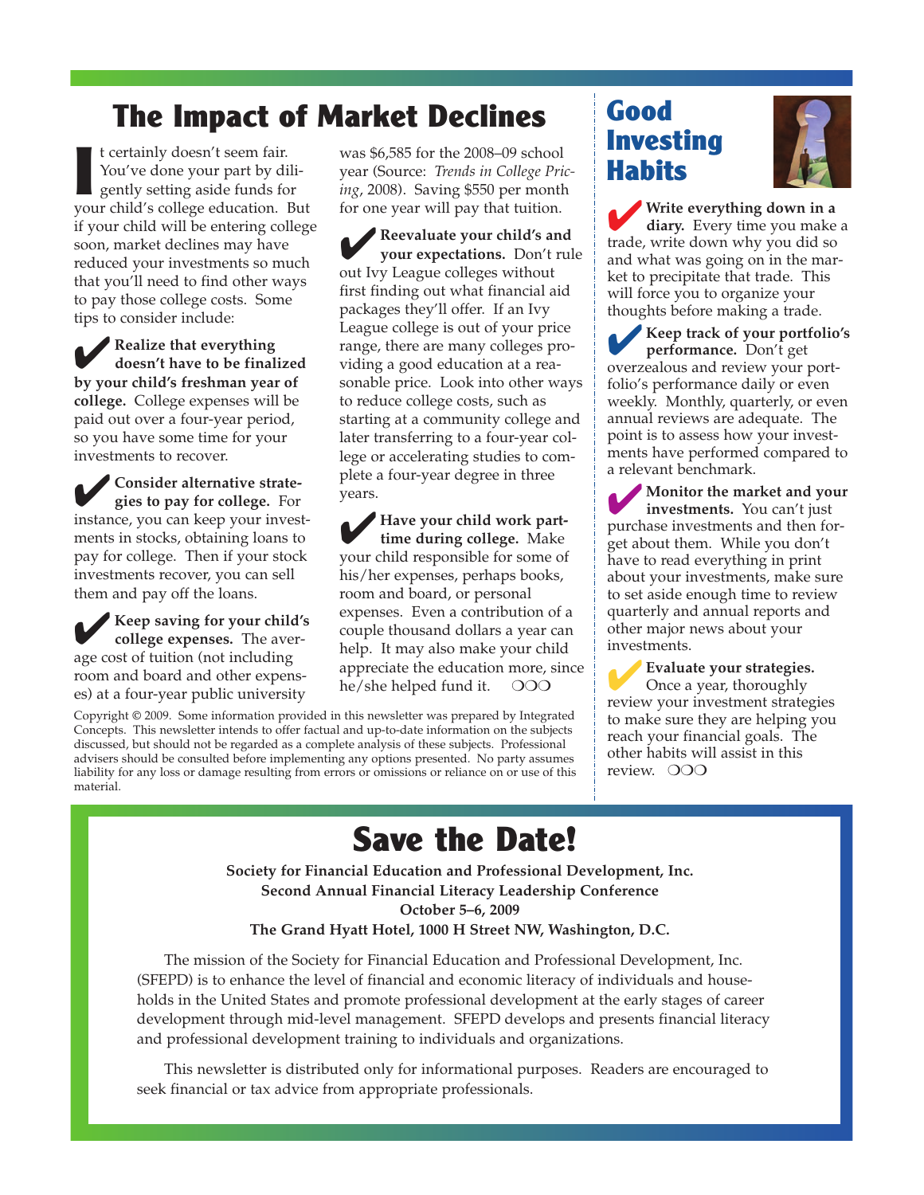# The Impact of Market Declines

It certainly doesn't seem fair. You've done your part by diligently setting aside funds for your child's college education. But if your child will be entering college soon, market declines may have reduced your investments so much that you'll need to find other ways to pay those college costs. Some tips to consider include:

✔ **Realize that everything doesn't have to be finalized by your child's freshman year of college.** College expenses will be paid out over a four-year period, so you have some time for your investments to recover.

✔ **Consider alternative strategies to pay for college.** For instance, you can keep your investments in stocks, obtaining loans to pay for college. Then if your stock investments recover, you can sell them and pay off the loans.

✔ **Keep saving for your child's college expenses.** The average cost of tuition (not including room and board and other expenses) at a four-year public university was $6,585 for the 2008–09 school year (Source: *Trends in College Pricing*, 2008). Saving $550 per month for one year will pay that tuition.

✔ **Reevaluate your child's and your expectations.** Don't rule out Ivy League colleges without first finding out what financial aid packages they'll offer. If an Ivy League college is out of your price range, there are many colleges providing a good education at a reasonable price. Look into other ways to reduce college costs, such as starting at a community college and later transferring to a four-year college or accelerating studies to complete a four-year degree in three years.

✔ **Have your child work part-time during college.** Make your child responsible for some of his/her expenses, perhaps books, room and board, or personal expenses. Even a contribution of a couple thousand dollars a year can help. It may also make your child appreciate the education more, since he/she helped fund it. ❍❍❍

Copyright © 2009. Some information provided in this newsletter was prepared by Integrated Concepts. This newsletter intends to offer factual and up-to-date information on the subjects discussed, but should not be regarded as a complete analysis of these subjects. Professional advisers should be consulted before implementing any options presented. No party assumes liability for any loss or damage resulting from errors or omissions or reliance on or use of this material.

# Good Investing Habits

✔ **Write everything down in a diary.** Every time you make a trade, write down why you did so and what was going on in the market to precipitate that trade. This will force you to organize your thoughts before making a trade.

✔ **Keep track of your portfolio's performance.** Don't get overzealous and review your portfolio's performance daily or even weekly. Monthly, quarterly, or even annual reviews are adequate. The point is to assess how your investments have performed compared to a relevant benchmark.

✔ **Monitor the market and your investments.** You can't just purchase investments and then forget about them. While you don't have to read everything in print about your investments, make sure to set aside enough time to review quarterly and annual reports and other major news about your investments.

✔ **Evaluate your strategies.** Once a year, thoroughly review your investment strategies to make sure they are helping you reach your financial goals. The other habits will assist in this review. ❍❍❍

# Save the Date!

**Society for Financial Education and Professional Development, Inc.**
**Second Annual Financial Literacy Leadership Conference**
**October 5–6, 2009**
**The Grand Hyatt Hotel, 1000 H Street NW, Washington, D.C.**

The mission of the Society for Financial Education and Professional Development, Inc. (SFEPD) is to enhance the level of financial and economic literacy of individuals and households in the United States and promote professional development at the early stages of career development through mid-level management. SFEPD develops and presents financial literacy and professional development training to individuals and organizations.

This newsletter is distributed only for informational purposes. Readers are encouraged to seek financial or tax advice from appropriate professionals.